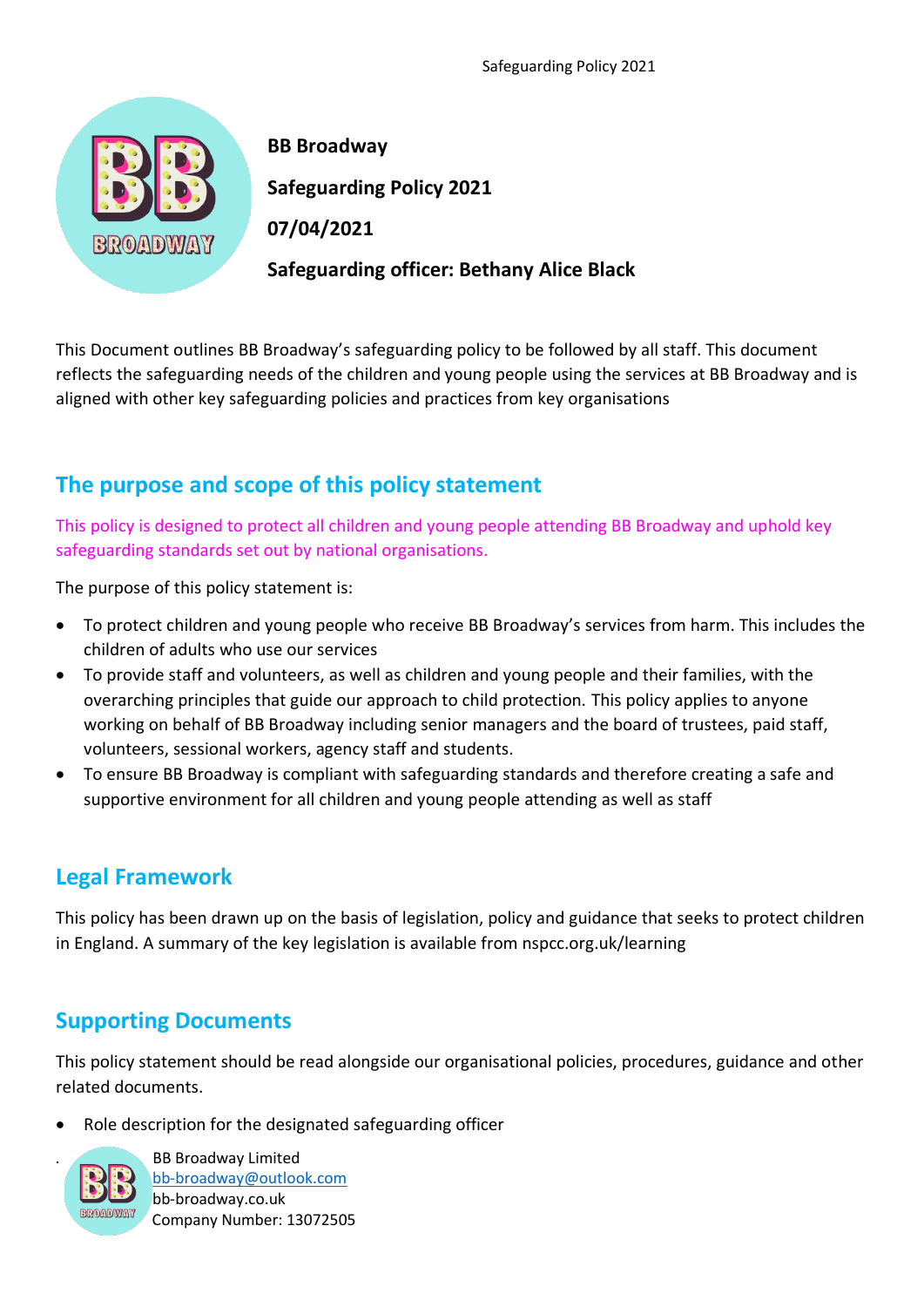**BB Broadway**

**Safeguarding Policy 2021**

**07/04/2021**

**Safeguarding officer: Bethany Alice Black**

This Document outlines BB Broadway's safeguarding policy to be followed by all staff. This document reflects the safeguarding needs of the children and young people using the services at BB Broadway and is aligned with other key safeguarding policies and practices from key organisations

## The purpose and scope of this policy statement

This policy is designed to protect all children and young people attending BB Broadway and uphold key safeguarding standards set out by national organisations.

The purpose of this policy statement is:

- To protect children and young people who receive BB Broadway's services from harm. This includes the children of adults who use our services
- To provide staff and volunteers, as well as children and young people and their families, with the overarching principles that guide our approach to child protection. This policy applies to anyone working on behalf of BB Broadway including senior managers and the board of trustees, paid staff, volunteers, sessional workers, agency staff and students.
- To ensure BB Broadway is compliant with safeguarding standards and therefore creating a safe and supportive environment for all children and young people attending as well as staff

## Legal Framework

This policy has been drawn up on the basis of legislation, policy and guidance that seeks to protect children in England. A summary of the key legislation is available from nspcc.org.uk/learning

## Supporting Documents

This policy statement should be read alongside our organisational policies, procedures, guidance and other related documents.

- Role description for the designated safeguarding officer

BB Broadway Limited
bb-broadway@outlook.com
bb-broadway.co.uk
Company Number: 13072505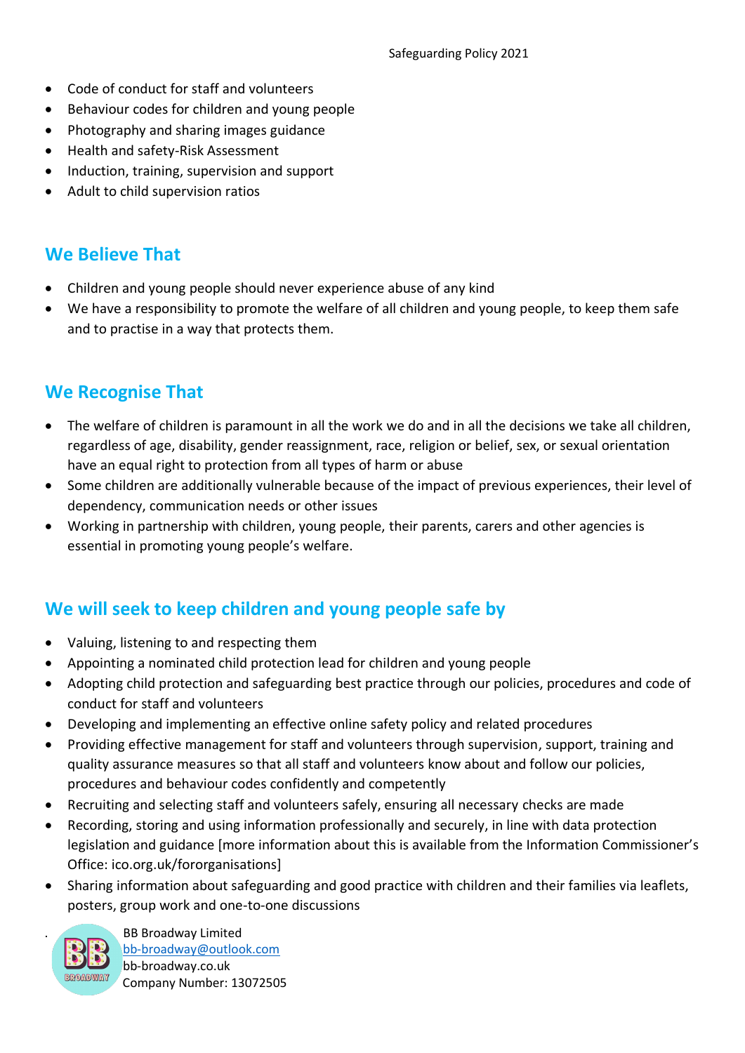- Code of conduct for staff and volunteers
- Behaviour codes for children and young people
- Photography and sharing images guidance
- Health and safety-Risk Assessment
- Induction, training, supervision and support
- Adult to child supervision ratios

## We Believe That

- Children and young people should never experience abuse of any kind
- We have a responsibility to promote the welfare of all children and young people, to keep them safe and to practise in a way that protects them.

## We Recognise That

- The welfare of children is paramount in all the work we do and in all the decisions we take all children, regardless of age, disability, gender reassignment, race, religion or belief, sex, or sexual orientation have an equal right to protection from all types of harm or abuse
- Some children are additionally vulnerable because of the impact of previous experiences, their level of dependency, communication needs or other issues
- Working in partnership with children, young people, their parents, carers and other agencies is essential in promoting young people's welfare.

## We will seek to keep children and young people safe by

- Valuing, listening to and respecting them
- Appointing a nominated child protection lead for children and young people
- Adopting child protection and safeguarding best practice through our policies, procedures and code of conduct for staff and volunteers
- Developing and implementing an effective online safety policy and related procedures
- Providing effective management for staff and volunteers through supervision, support, training and quality assurance measures so that all staff and volunteers know about and follow our policies, procedures and behaviour codes confidently and competently
- Recruiting and selecting staff and volunteers safely, ensuring all necessary checks are made
- Recording, storing and using information professionally and securely, in line with data protection legislation and guidance [more information about this is available from the Information Commissioner's Office: ico.org.uk/fororganisations]
- Sharing information about safeguarding and good practice with children and their families via leaflets, posters, group work and one-to-one discussions

BB Broadway Limited
bb-broadway@outlook.com
bb-broadway.co.uk
Company Number: 13072505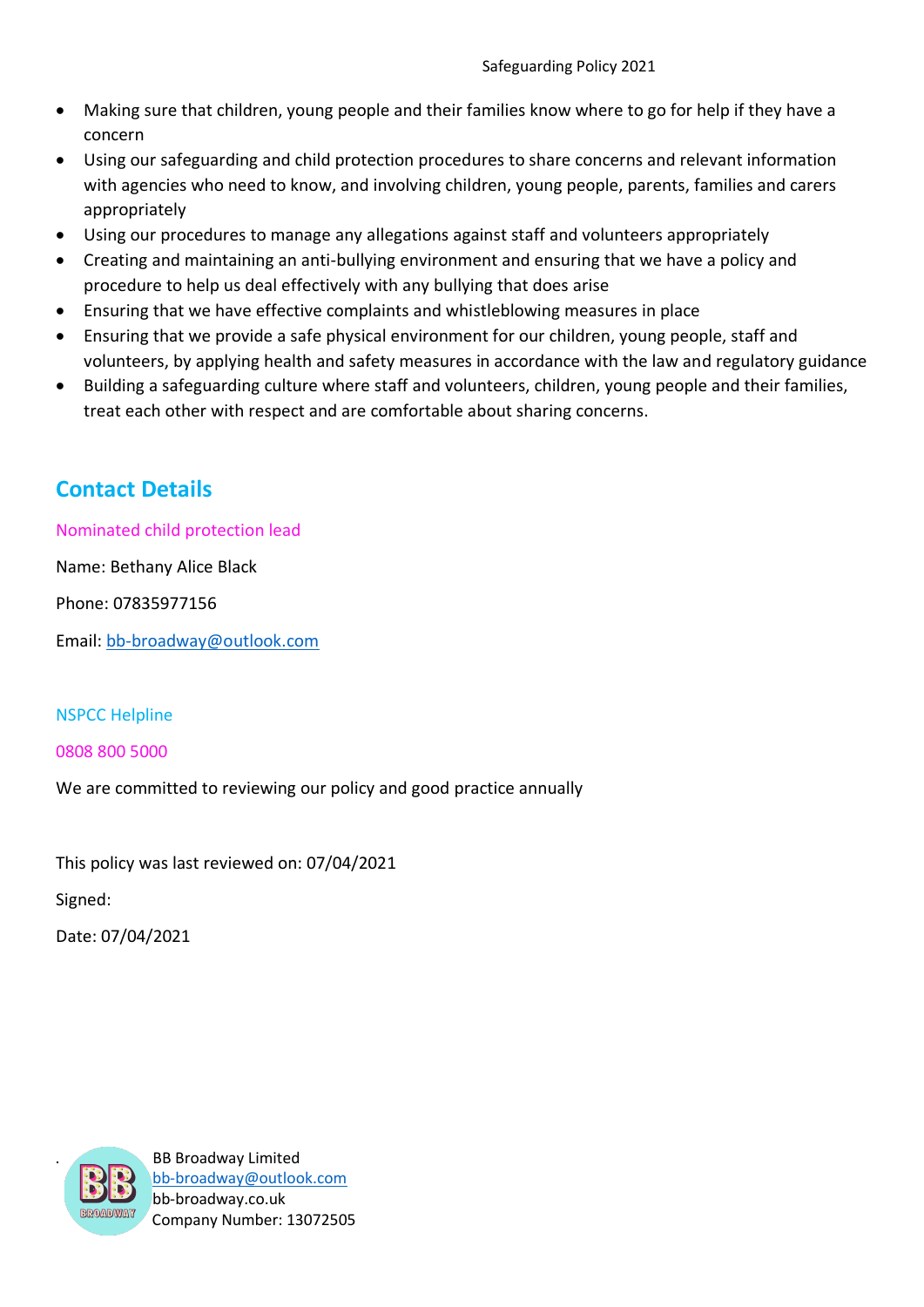- Making sure that children, young people and their families know where to go for help if they have a concern
- Using our safeguarding and child protection procedures to share concerns and relevant information with agencies who need to know, and involving children, young people, parents, families and carers appropriately
- Using our procedures to manage any allegations against staff and volunteers appropriately
- Creating and maintaining an anti-bullying environment and ensuring that we have a policy and procedure to help us deal effectively with any bullying that does arise
- Ensuring that we have effective complaints and whistleblowing measures in place
- Ensuring that we provide a safe physical environment for our children, young people, staff and volunteers, by applying health and safety measures in accordance with the law and regulatory guidance
- Building a safeguarding culture where staff and volunteers, children, young people and their families, treat each other with respect and are comfortable about sharing concerns.

## Contact Details

Nominated child protection lead

Name: Bethany Alice Black

Phone: 07835977156

Email: bb-broadway@outlook.com

NSPCC Helpline

0808 800 5000

We are committed to reviewing our policy and good practice annually

This policy was last reviewed on: 07/04/2021

Signed:

Date: 07/04/2021

BB Broadway Limited
bb-broadway@outlook.com
bb-broadway.co.uk
Company Number: 13072505